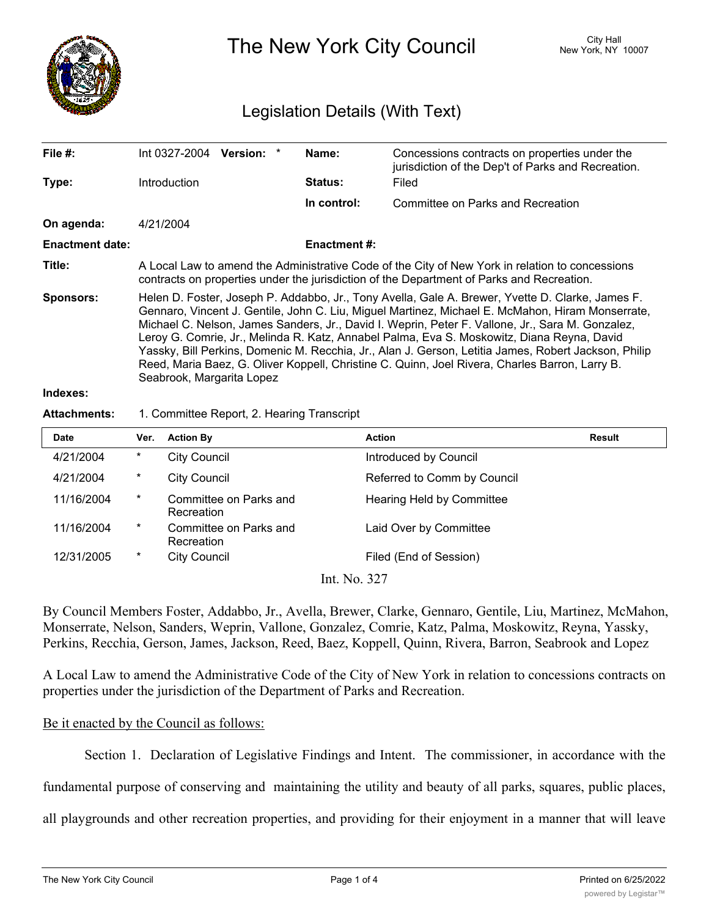# The New York City Council

City Hall
New York, NY 10007

## Legislation Details (With Text)

| | | | |
|---|---|---|---|
| **File #:** | Int 0327-2004 **Version:** * | **Name:** | Concessions contracts on properties under the jurisdiction of the Dep't of Parks and Recreation. |
| **Type:** | Introduction | **Status:** | Filed |
| | | **In control:** | Committee on Parks and Recreation |
| **On agenda:** | 4/21/2004 | | |
| **Enactment date:** | | **Enactment #:** | |

**Title:** A Local Law to amend the Administrative Code of the City of New York in relation to concessions contracts on properties under the jurisdiction of the Department of Parks and Recreation.

**Sponsors:** Helen D. Foster, Joseph P. Addabbo, Jr., Tony Avella, Gale A. Brewer, Yvette D. Clarke, James F. Gennaro, Vincent J. Gentile, John C. Liu, Miguel Martinez, Michael E. McMahon, Hiram Monserrate, Michael C. Nelson, James Sanders, Jr., David I. Weprin, Peter F. Vallone, Jr., Sara M. Gonzalez, Leroy G. Comrie, Jr., Melinda R. Katz, Annabel Palma, Eva S. Moskowitz, Diana Reyna, David Yassky, Bill Perkins, Domenic M. Recchia, Jr., Alan J. Gerson, Letitia James, Robert Jackson, Philip Reed, Maria Baez, G. Oliver Koppell, Christine C. Quinn, Joel Rivera, Charles Barron, Larry B. Seabrook, Margarita Lopez

**Indexes:**

**Attachments:** 1. Committee Report, 2. Hearing Transcript

| Date | Ver. | Action By | Action | Result |
|---|---|---|---|---|
| 4/21/2004 | * | City Council | Introduced by Council | |
| 4/21/2004 | * | City Council | Referred to Comm by Council | |
| 11/16/2004 | * | Committee on Parks and Recreation | Hearing Held by Committee | |
| 11/16/2004 | * | Committee on Parks and Recreation | Laid Over by Committee | |
| 12/31/2005 | * | City Council | Filed (End of Session) | |

Int. No. 327

By Council Members Foster, Addabbo, Jr., Avella, Brewer, Clarke, Gennaro, Gentile, Liu, Martinez, McMahon, Monserrate, Nelson, Sanders, Weprin, Vallone, Gonzalez, Comrie, Katz, Palma, Moskowitz, Reyna, Yassky, Perkins, Recchia, Gerson, James, Jackson, Reed, Baez, Koppell, Quinn, Rivera, Barron, Seabrook and Lopez

A Local Law to amend the Administrative Code of the City of New York in relation to concessions contracts on properties under the jurisdiction of the Department of Parks and Recreation.

Be it enacted by the Council as follows:

Section 1. Declaration of Legislative Findings and Intent. The commissioner, in accordance with the fundamental purpose of conserving and maintaining the utility and beauty of all parks, squares, public places, all playgrounds and other recreation properties, and providing for their enjoyment in a manner that will leave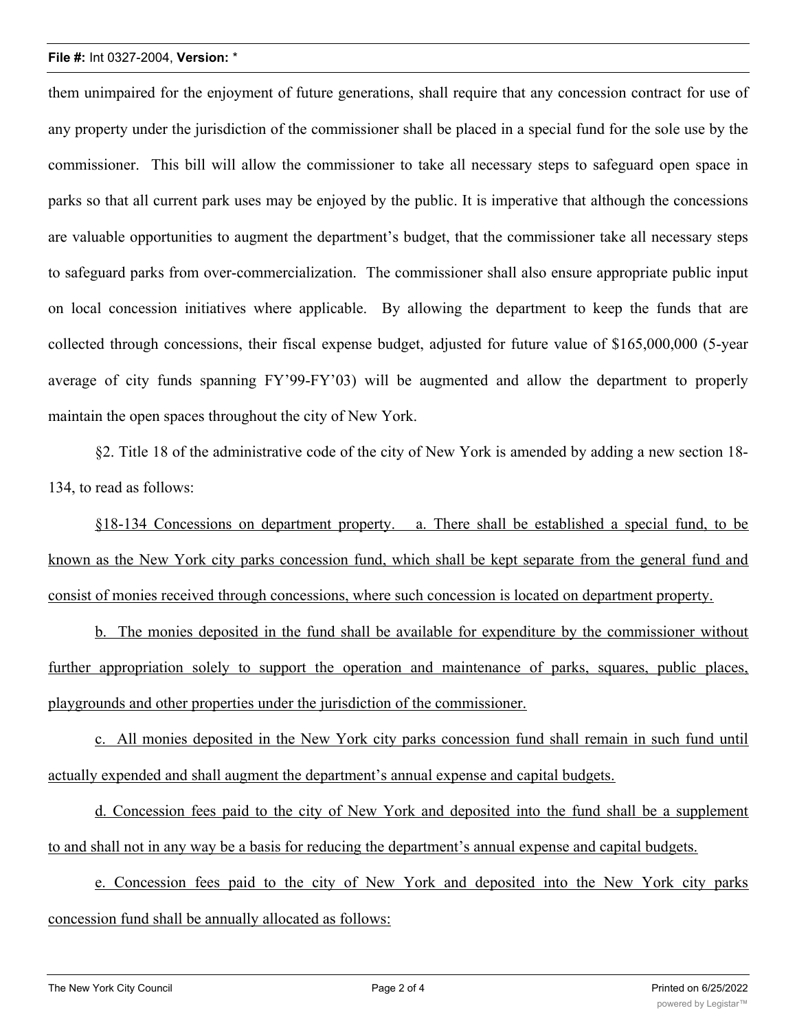them unimpaired for the enjoyment of future generations, shall require that any concession contract for use of any property under the jurisdiction of the commissioner shall be placed in a special fund for the sole use by the commissioner. This bill will allow the commissioner to take all necessary steps to safeguard open space in parks so that all current park uses may be enjoyed by the public. It is imperative that although the concessions are valuable opportunities to augment the department's budget, that the commissioner take all necessary steps to safeguard parks from over-commercialization. The commissioner shall also ensure appropriate public input on local concession initiatives where applicable. By allowing the department to keep the funds that are collected through concessions, their fiscal expense budget, adjusted for future value of $165,000,000 (5-year average of city funds spanning FY'99-FY'03) will be augmented and allow the department to properly maintain the open spaces throughout the city of New York.

§2. Title 18 of the administrative code of the city of New York is amended by adding a new section 18-134, to read as follows:

<u>§18-134 Concessions on department property. a. There shall be established a special fund, to be known as the New York city parks concession fund, which shall be kept separate from the general fund and consist of monies received through concessions, where such concession is located on department property.</u>

<u>b. The monies deposited in the fund shall be available for expenditure by the commissioner without further appropriation solely to support the operation and maintenance of parks, squares, public places, playgrounds and other properties under the jurisdiction of the commissioner.</u>

<u>c. All monies deposited in the New York city parks concession fund shall remain in such fund until actually expended and shall augment the department's annual expense and capital budgets.</u>

<u>d. Concession fees paid to the city of New York and deposited into the fund shall be a supplement to and shall not in any way be a basis for reducing the department's annual expense and capital budgets.</u>

<u>e. Concession fees paid to the city of New York and deposited into the New York city parks concession fund shall be annually allocated as follows:</u>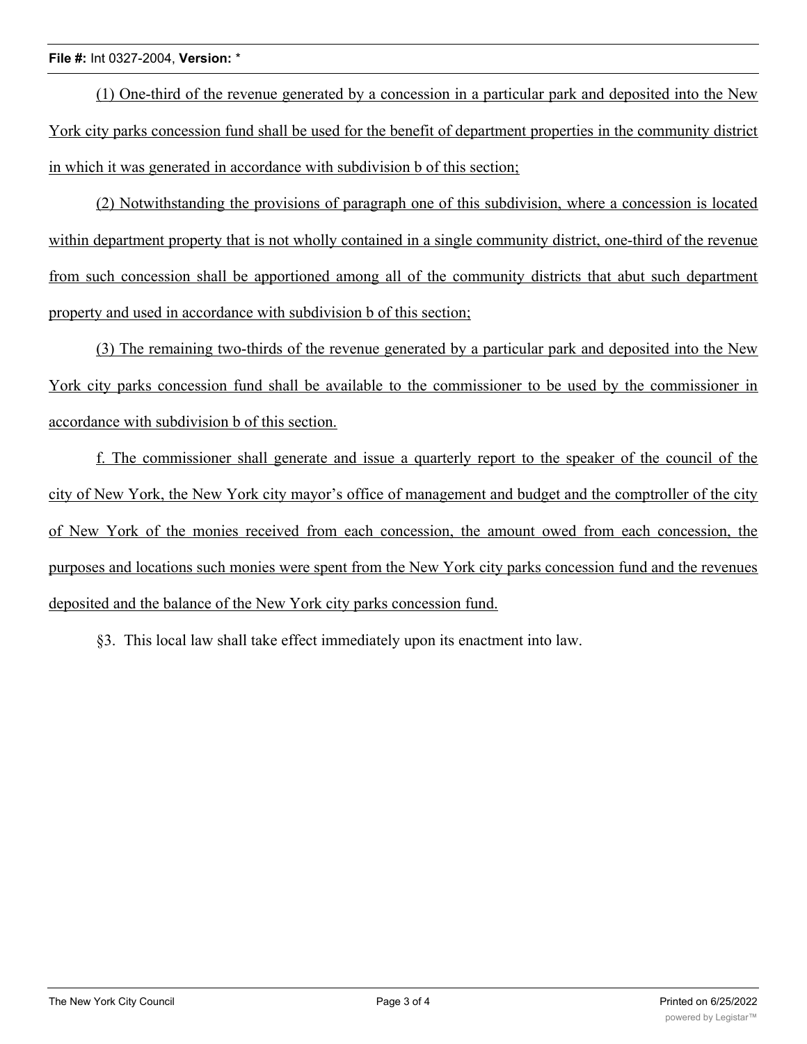(1) One-third of the revenue generated by a concession in a particular park and deposited into the New York city parks concession fund shall be used for the benefit of department properties in the community district in which it was generated in accordance with subdivision b of this section;

(2) Notwithstanding the provisions of paragraph one of this subdivision, where a concession is located within department property that is not wholly contained in a single community district, one-third of the revenue from such concession shall be apportioned among all of the community districts that abut such department property and used in accordance with subdivision b of this section;

(3) The remaining two-thirds of the revenue generated by a particular park and deposited into the New York city parks concession fund shall be available to the commissioner to be used by the commissioner in accordance with subdivision b of this section.

f. The commissioner shall generate and issue a quarterly report to the speaker of the council of the city of New York, the New York city mayor's office of management and budget and the comptroller of the city of New York of the monies received from each concession, the amount owed from each concession, the purposes and locations such monies were spent from the New York city parks concession fund and the revenues deposited and the balance of the New York city parks concession fund.

§3. This local law shall take effect immediately upon its enactment into law.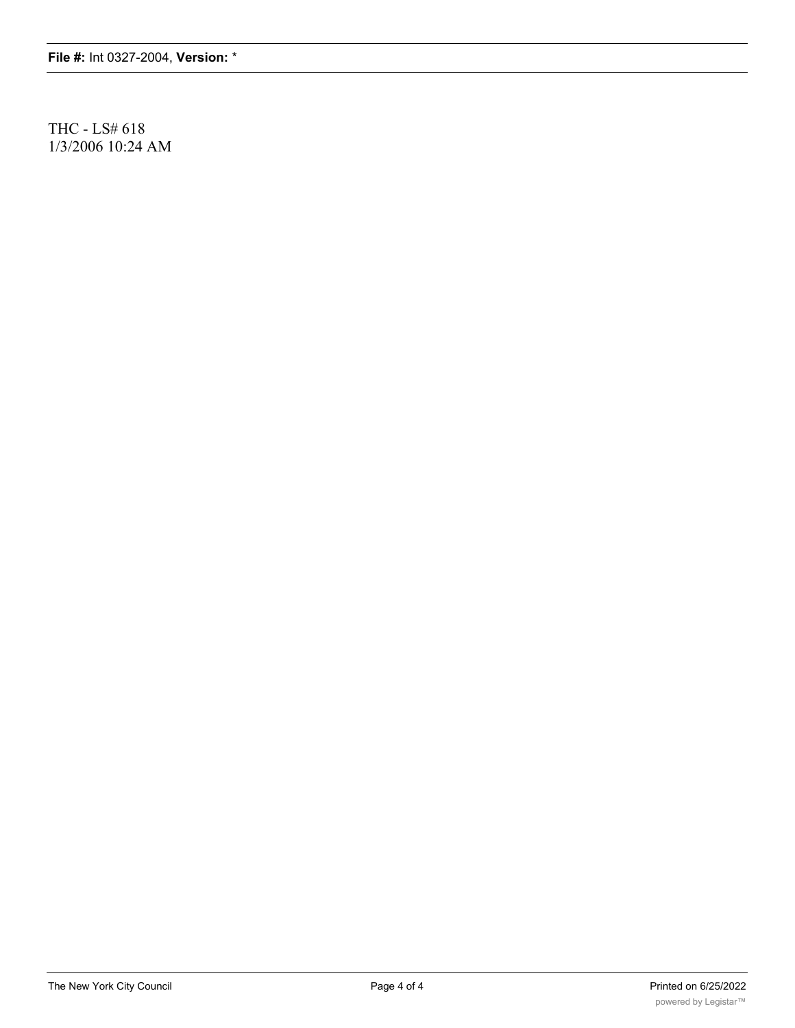THC - LS# 618
1/3/2006 10:24 AM